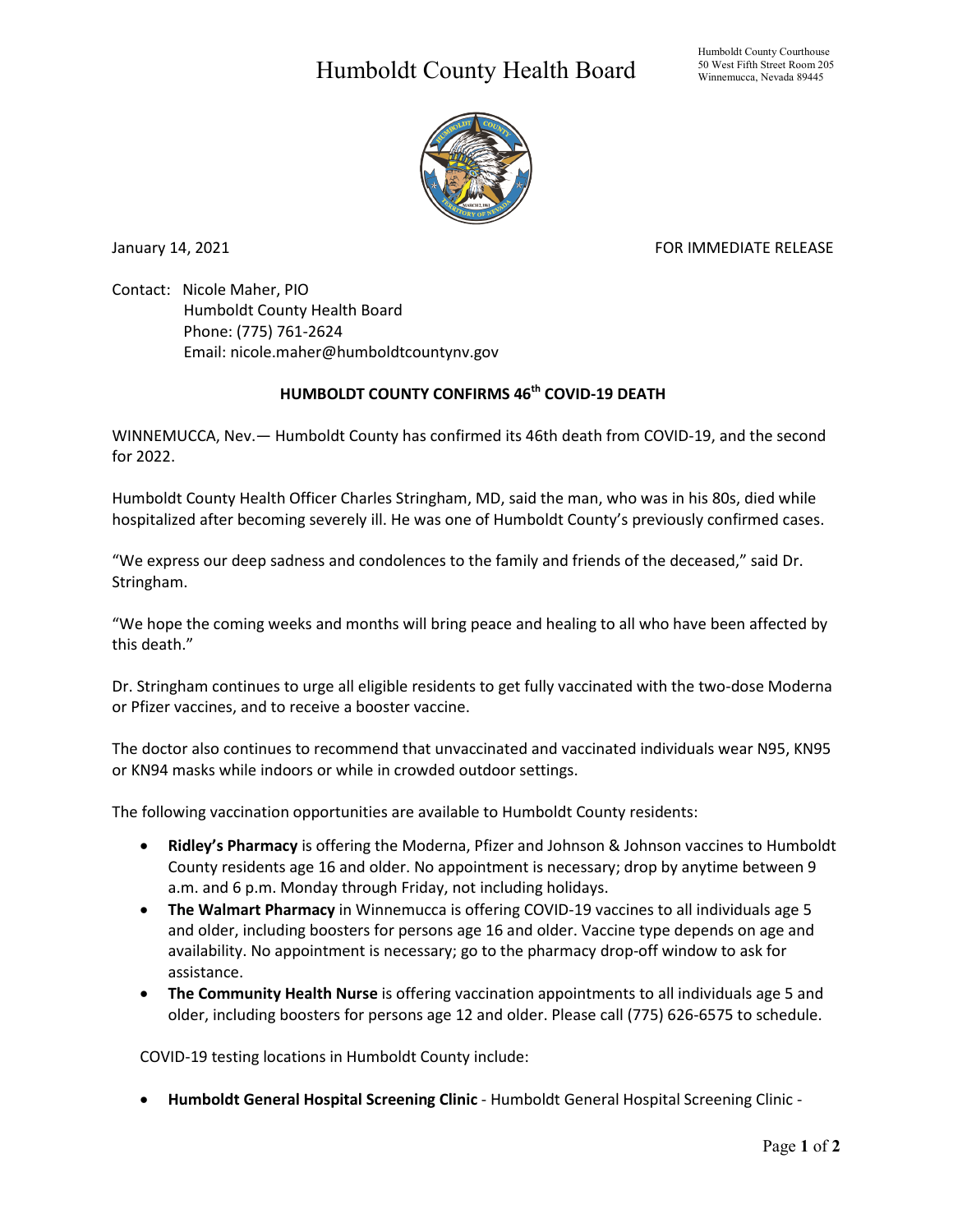# Humboldt County Health Board

Humboldt County Courthouse
50 West Fifth Street Room 205
Winnemucca, Nevada 89445

January 14, 2021 FOR IMMEDIATE RELEASE

Contact: Nicole Maher, PIO
Humboldt County Health Board
Phone: (775) 761-2624
Email: nicole.maher@humboldtcountynv.gov

**HUMBOLDT COUNTY CONFIRMS 46th COVID-19 DEATH**

WINNEMUCCA, Nev.— Humboldt County has confirmed its 46th death from COVID-19, and the second for 2022.

Humboldt County Health Officer Charles Stringham, MD, said the man, who was in his 80s, died while hospitalized after becoming severely ill. He was one of Humboldt County's previously confirmed cases.

"We express our deep sadness and condolences to the family and friends of the deceased," said Dr. Stringham.

"We hope the coming weeks and months will bring peace and healing to all who have been affected by this death."

Dr. Stringham continues to urge all eligible residents to get fully vaccinated with the two-dose Moderna or Pfizer vaccines, and to receive a booster vaccine.

The doctor also continues to recommend that unvaccinated and vaccinated individuals wear N95, KN95 or KN94 masks while indoors or while in crowded outdoor settings.

The following vaccination opportunities are available to Humboldt County residents:

- **Ridley's Pharmacy** is offering the Moderna, Pfizer and Johnson & Johnson vaccines to Humboldt County residents age 16 and older. No appointment is necessary; drop by anytime between 9 a.m. and 6 p.m. Monday through Friday, not including holidays.
- **The Walmart Pharmacy** in Winnemucca is offering COVID-19 vaccines to all individuals age 5 and older, including boosters for persons age 16 and older. Vaccine type depends on age and availability. No appointment is necessary; go to the pharmacy drop-off window to ask for assistance.
- **The Community Health Nurse** is offering vaccination appointments to all individuals age 5 and older, including boosters for persons age 12 and older. Please call (775) 626-6575 to schedule.

COVID-19 testing locations in Humboldt County include:

- **Humboldt General Hospital Screening Clinic** - Humboldt General Hospital Screening Clinic -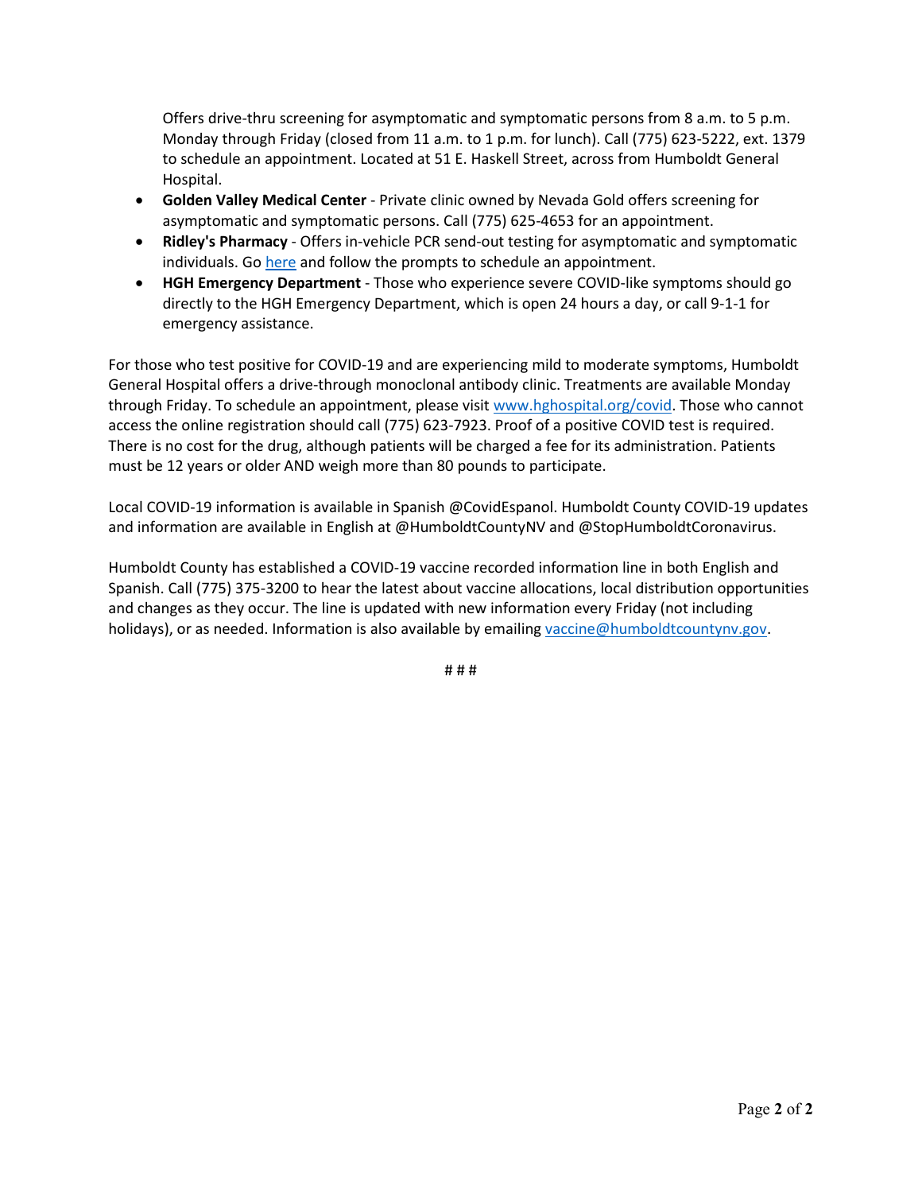Offers drive-thru screening for asymptomatic and symptomatic persons from 8 a.m. to 5 p.m. Monday through Friday (closed from 11 a.m. to 1 p.m. for lunch). Call (775) 623-5222, ext. 1379 to schedule an appointment. Located at 51 E. Haskell Street, across from Humboldt General Hospital.

- **Golden Valley Medical Center** - Private clinic owned by Nevada Gold offers screening for asymptomatic and symptomatic persons. Call (775) 625-4653 for an appointment.
- **Ridley's Pharmacy** - Offers in-vehicle PCR send-out testing for asymptomatic and symptomatic individuals. Go here and follow the prompts to schedule an appointment.
- **HGH Emergency Department** - Those who experience severe COVID-like symptoms should go directly to the HGH Emergency Department, which is open 24 hours a day, or call 9-1-1 for emergency assistance.

For those who test positive for COVID-19 and are experiencing mild to moderate symptoms, Humboldt General Hospital offers a drive-through monoclonal antibody clinic. Treatments are available Monday through Friday. To schedule an appointment, please visit www.hghospital.org/covid. Those who cannot access the online registration should call (775) 623-7923. Proof of a positive COVID test is required. There is no cost for the drug, although patients will be charged a fee for its administration. Patients must be 12 years or older AND weigh more than 80 pounds to participate.

Local COVID-19 information is available in Spanish @CovidEspanol. Humboldt County COVID-19 updates and information are available in English at @HumboldtCountyNV and @StopHumboldtCoronavirus.

Humboldt County has established a COVID-19 vaccine recorded information line in both English and Spanish. Call (775) 375-3200 to hear the latest about vaccine allocations, local distribution opportunities and changes as they occur. The line is updated with new information every Friday (not including holidays), or as needed. Information is also available by emailing vaccine@humboldtcountynv.gov.

# # #